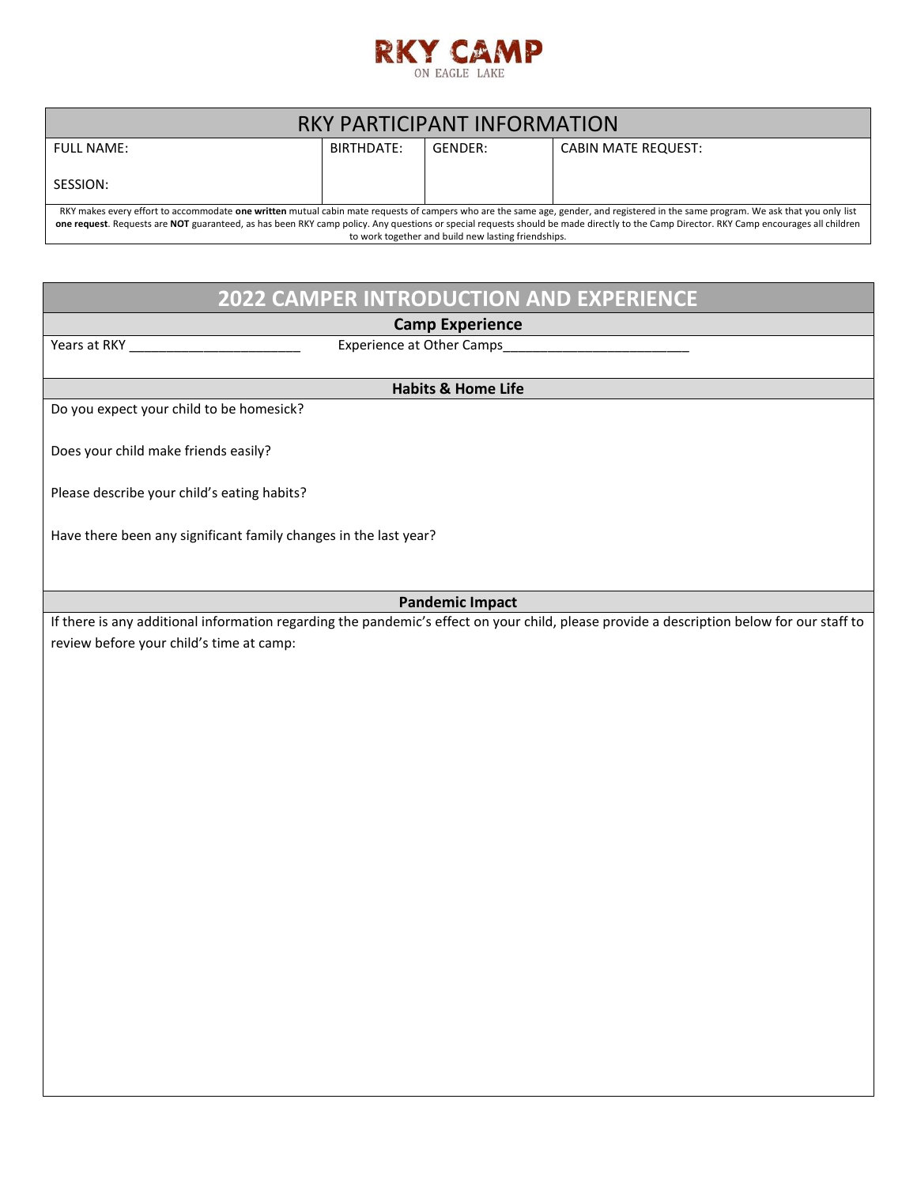# RKY CAMP

ON EAGLE LAKE

## RKY PARTICIPANT INFORMATION

| FULL NAME:<br><br>SESSION: | BIRTHDATE: | GENDER: | CABIN MATE REQUEST: |
|---|---|---|---|

RKY makes every effort to accommodate **one written** mutual cabin mate requests of campers who are the same age, gender, and registered in the same program. We ask that you only list **one request**. Requests are **NOT** guaranteed, as has been RKY camp policy. Any questions or special requests should be made directly to the Camp Director. RKY Camp encourages all children to work together and build new lasting friendships.

## 2022 CAMPER INTRODUCTION AND EXPERIENCE

### Camp Experience

Years at RKY _______________________ Experience at Other Camps_________________________

### Habits & Home Life

Do you expect your child to be homesick?

Does your child make friends easily?

Please describe your child's eating habits?

Have there been any significant family changes in the last year?

### Pandemic Impact

If there is any additional information regarding the pandemic's effect on your child, please provide a description below for our staff to review before your child's time at camp: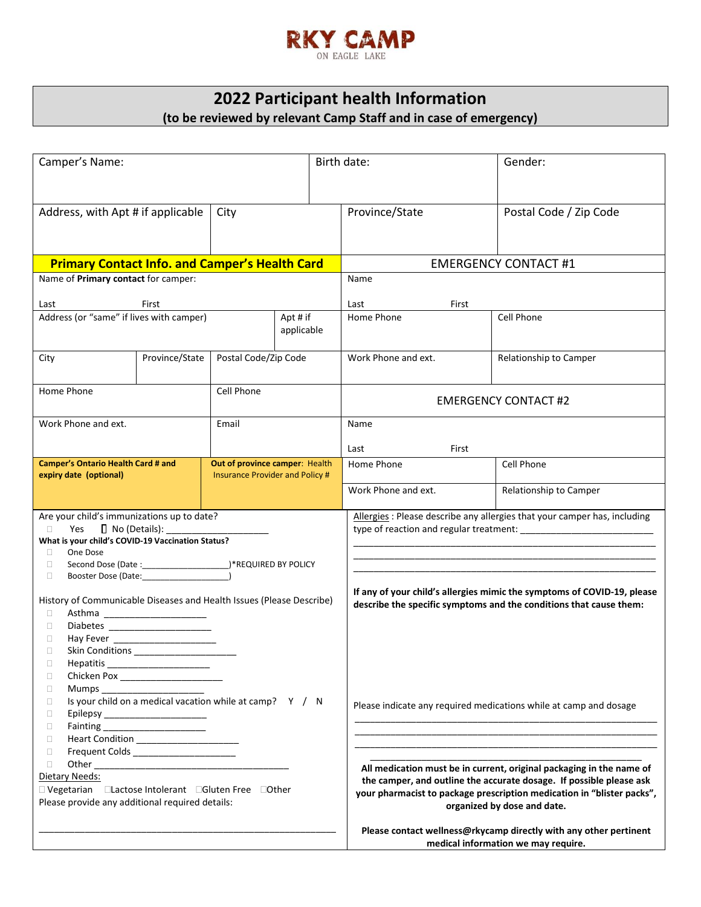RKY CAMP
ON EAGLE LAKE

# 2022 Participant health Information

**(to be reviewed by relevant Camp Staff and in case of emergency)**

| Camper's Name: | | Birth date: | Gender: |
|---|---|---|---|
| Address, with Apt # if applicable | City | Province/State | Postal Code / Zip Code |

| **Primary Contact Info. and Camper's Health Card** | | | | EMERGENCY CONTACT #1 | |
|---|---|---|---|---|---|
| Name of **Primary contact** for camper: Last First | | | | Name Last First | |
| Address (or "same" if lives with camper) | | | Apt # if applicable | Home Phone | Cell Phone |
| City | Province/State | Postal Code/Zip Code | | Work Phone and ext. | Relationship to Camper |
| Home Phone | | Cell Phone | | EMERGENCY CONTACT #2 | |
| Work Phone and ext. | | Email | | Name Last First | |
| **Camper's Ontario Health Card # and expiry date (optional)** | | **Out of province camper**: Health Insurance Provider and Policy # | | Home Phone | Cell Phone |
| | | | | Work Phone and ext. | Relationship to Camper |

Are your child's immunizations up to date?
- ☐ Yes ☐ No (Details): ____________________

**What is your child's COVID-19 Vaccination Status?**
- ☐ One Dose
- ☐ Second Dose (Date :__________________)*REQUIRED BY POLICY
- ☐ Booster Dose (Date:__________________)

History of Communicable Diseases and Health Issues (Please Describe)
- ☐ Asthma ____________________
- ☐ Diabetes ____________________
- ☐ Hay Fever ____________________
- ☐ Skin Conditions ____________________
- ☐ Hepatitis ____________________
- ☐ Chicken Pox ____________________
- ☐ Mumps ____________________
- ☐ Is your child on a medical vacation while at camp? Y / N
- ☐ Epilepsy ____________________
- ☐ Fainting ____________________
- ☐ Heart Condition ____________________
- ☐ Frequent Colds ____________________
- ☐ Other ______________________________________

Dietary Needs:
☐ Vegetarian ☐Lactose Intolerant ☐Gluten Free ☐Other
Please provide any additional required details:

__________________________________________________________

Allergies : Please describe any allergies that your camper has, including type of reaction and regular treatment: __________________________
__________________________________________________________
__________________________________________________________
__________________________________________________________

**If any of your child's allergies mimic the symptoms of COVID-19, please describe the specific symptoms and the conditions that cause them:**

Please indicate any required medications while at camp and dosage
__________________________________________________________
__________________________________________________________
__________________________________________________________
__________________________________________________________

**All medication must be in current, original packaging in the name of the camper, and outline the accurate dosage. If possible please ask your pharmacist to package prescription medication in "blister packs", organized by dose and date.**

**Please contact wellness@rkycamp directly with any other pertinent medical information we may require.**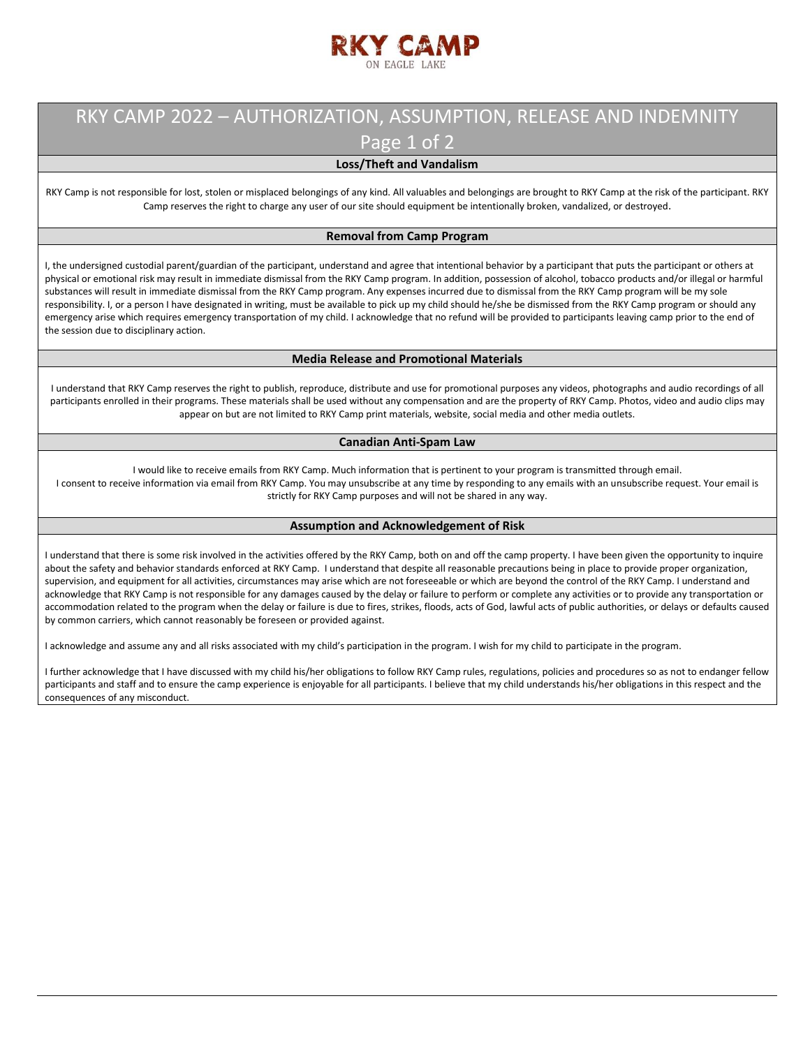RKY CAMP

ON EAGLE LAKE

# RKY CAMP 2022 – AUTHORIZATION, ASSUMPTION, RELEASE AND INDEMNITY

## Loss/Theft and Vandalism

RKY Camp is not responsible for lost, stolen or misplaced belongings of any kind. All valuables and belongings are brought to RKY Camp at the risk of the participant. RKY Camp reserves the right to charge any user of our site should equipment be intentionally broken, vandalized, or destroyed.

## Removal from Camp Program

I, the undersigned custodial parent/guardian of the participant, understand and agree that intentional behavior by a participant that puts the participant or others at physical or emotional risk may result in immediate dismissal from the RKY Camp program. In addition, possession of alcohol, tobacco products and/or illegal or harmful substances will result in immediate dismissal from the RKY Camp program. Any expenses incurred due to dismissal from the RKY Camp program will be my sole responsibility. I, or a person I have designated in writing, must be available to pick up my child should he/she be dismissed from the RKY Camp program or should any emergency arise which requires emergency transportation of my child. I acknowledge that no refund will be provided to participants leaving camp prior to the end of the session due to disciplinary action.

## Media Release and Promotional Materials

I understand that RKY Camp reserves the right to publish, reproduce, distribute and use for promotional purposes any videos, photographs and audio recordings of all participants enrolled in their programs. These materials shall be used without any compensation and are the property of RKY Camp. Photos, video and audio clips may appear on but are not limited to RKY Camp print materials, website, social media and other media outlets.

## Canadian Anti-Spam Law

I would like to receive emails from RKY Camp. Much information that is pertinent to your program is transmitted through email.
I consent to receive information via email from RKY Camp. You may unsubscribe at any time by responding to any emails with an unsubscribe request. Your email is strictly for RKY Camp purposes and will not be shared in any way.

## Assumption and Acknowledgement of Risk

I understand that there is some risk involved in the activities offered by the RKY Camp, both on and off the camp property. I have been given the opportunity to inquire about the safety and behavior standards enforced at RKY Camp. I understand that despite all reasonable precautions being in place to provide proper organization, supervision, and equipment for all activities, circumstances may arise which are not foreseeable or which are beyond the control of the RKY Camp. I understand and acknowledge that RKY Camp is not responsible for any damages caused by the delay or failure to perform or complete any activities or to provide any transportation or accommodation related to the program when the delay or failure is due to fires, strikes, floods, acts of God, lawful acts of public authorities, or delays or defaults caused by common carriers, which cannot reasonably be foreseen or provided against.

I acknowledge and assume any and all risks associated with my child's participation in the program. I wish for my child to participate in the program.

I further acknowledge that I have discussed with my child his/her obligations to follow RKY Camp rules, regulations, policies and procedures so as not to endanger fellow participants and staff and to ensure the camp experience is enjoyable for all participants. I believe that my child understands his/her obligations in this respect and the consequences of any misconduct.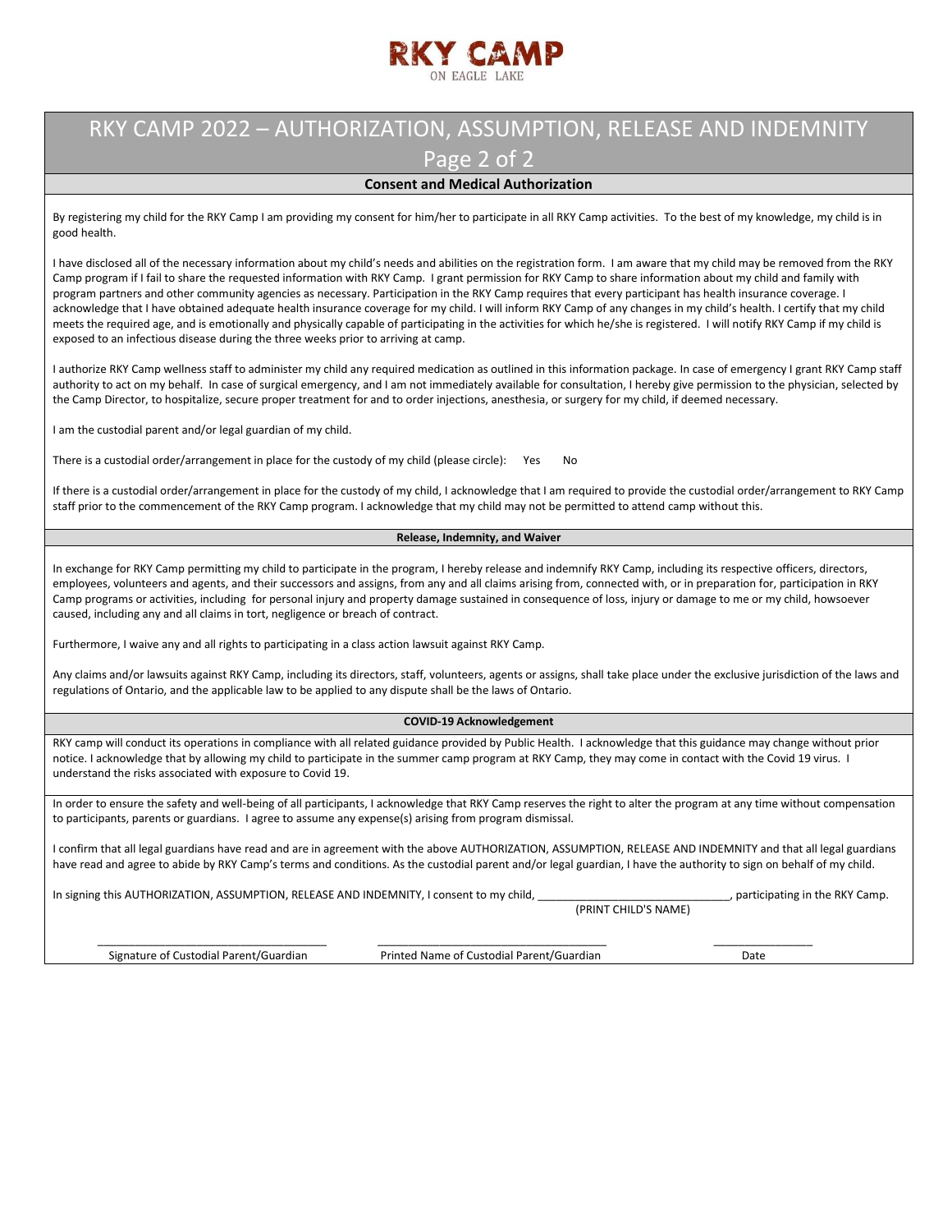RKY CAMP
ON EAGLE LAKE

# RKY CAMP 2022 – AUTHORIZATION, ASSUMPTION, RELEASE AND INDEMNITY

## Consent and Medical Authorization

By registering my child for the RKY Camp I am providing my consent for him/her to participate in all RKY Camp activities. To the best of my knowledge, my child is in good health.

I have disclosed all of the necessary information about my child's needs and abilities on the registration form. I am aware that my child may be removed from the RKY Camp program if I fail to share the requested information with RKY Camp. I grant permission for RKY Camp to share information about my child and family with program partners and other community agencies as necessary. Participation in the RKY Camp requires that every participant has health insurance coverage. I acknowledge that I have obtained adequate health insurance coverage for my child. I will inform RKY Camp of any changes in my child's health. I certify that my child meets the required age, and is emotionally and physically capable of participating in the activities for which he/she is registered. I will notify RKY Camp if my child is exposed to an infectious disease during the three weeks prior to arriving at camp.

I authorize RKY Camp wellness staff to administer my child any required medication as outlined in this information package. In case of emergency I grant RKY Camp staff authority to act on my behalf. In case of surgical emergency, and I am not immediately available for consultation, I hereby give permission to the physician, selected by the Camp Director, to hospitalize, secure proper treatment for and to order injections, anesthesia, or surgery for my child, if deemed necessary.

I am the custodial parent and/or legal guardian of my child.

There is a custodial order/arrangement in place for the custody of my child (please circle): Yes No

If there is a custodial order/arrangement in place for the custody of my child, I acknowledge that I am required to provide the custodial order/arrangement to RKY Camp staff prior to the commencement of the RKY Camp program. I acknowledge that my child may not be permitted to attend camp without this.

## Release, Indemnity, and Waiver

In exchange for RKY Camp permitting my child to participate in the program, I hereby release and indemnify RKY Camp, including its respective officers, directors, employees, volunteers and agents, and their successors and assigns, from any and all claims arising from, connected with, or in preparation for, participation in RKY Camp programs or activities, including for personal injury and property damage sustained in consequence of loss, injury or damage to me or my child, howsoever caused, including any and all claims in tort, negligence or breach of contract.

Furthermore, I waive any and all rights to participating in a class action lawsuit against RKY Camp.

Any claims and/or lawsuits against RKY Camp, including its directors, staff, volunteers, agents or assigns, shall take place under the exclusive jurisdiction of the laws and regulations of Ontario, and the applicable law to be applied to any dispute shall be the laws of Ontario.

## COVID-19 Acknowledgement

RKY camp will conduct its operations in compliance with all related guidance provided by Public Health. I acknowledge that this guidance may change without prior notice. I acknowledge that by allowing my child to participate in the summer camp program at RKY Camp, they may come in contact with the Covid 19 virus. I understand the risks associated with exposure to Covid 19.

In order to ensure the safety and well-being of all participants, I acknowledge that RKY Camp reserves the right to alter the program at any time without compensation to participants, parents or guardians. I agree to assume any expense(s) arising from program dismissal.

I confirm that all legal guardians have read and are in agreement with the above AUTHORIZATION, ASSUMPTION, RELEASE AND INDEMNITY and that all legal guardians have read and agree to abide by RKY Camp's terms and conditions. As the custodial parent and/or legal guardian, I have the authority to sign on behalf of my child.

In signing this AUTHORIZATION, ASSUMPTION, RELEASE AND INDEMNITY, I consent to my child, ______________________________, participating in the RKY Camp.
(PRINT CHILD'S NAME)

_____________________________________ Signature of Custodial Parent/Guardian

_____________________________________ Printed Name of Custodial Parent/Guardian

________________ Date